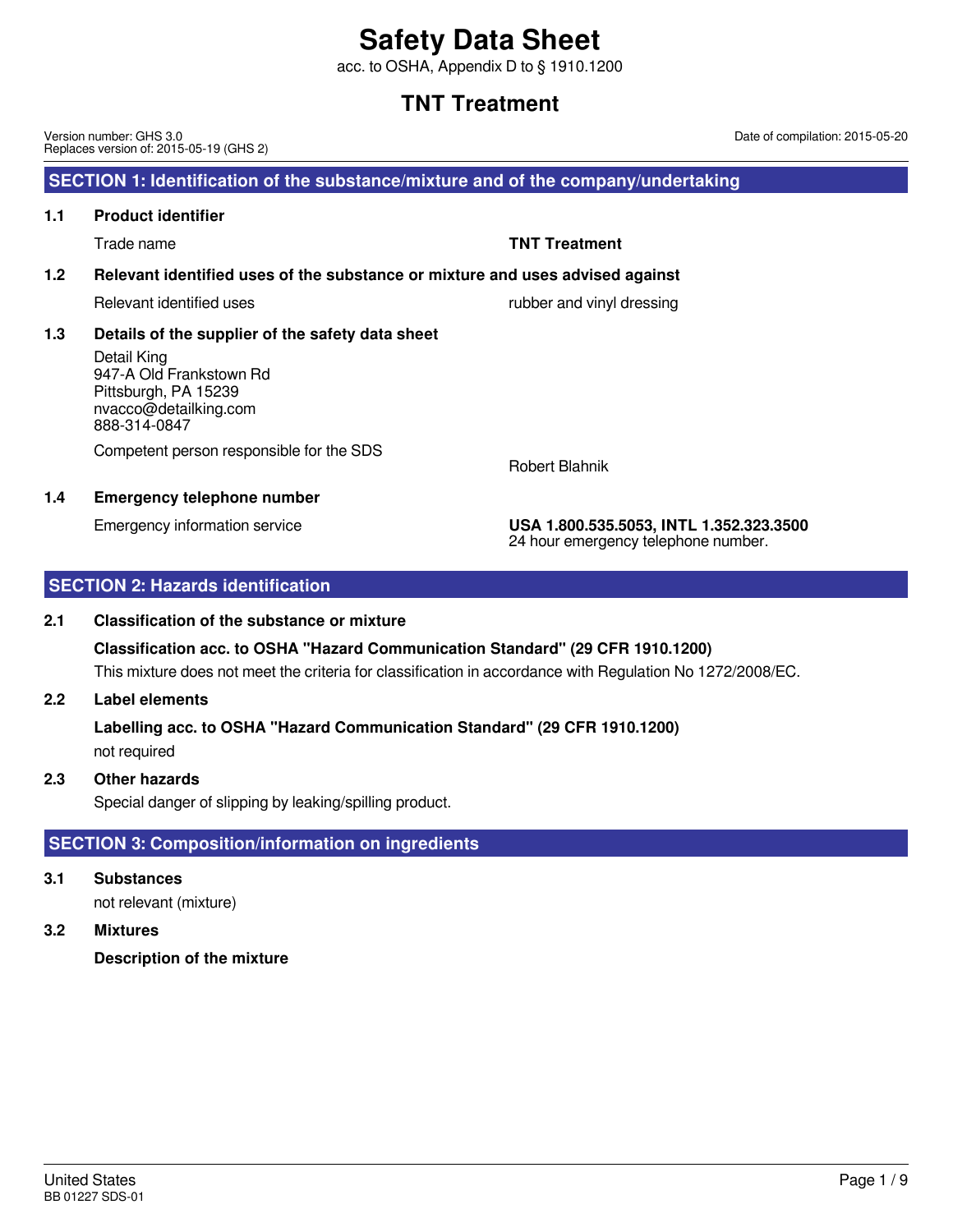# Safety Data Sheet

acc. to OSHA, Appendix D to § 1910.1200

## TNT Treatment

Version number: GHS 3.0
Replaces version of: 2015-05-19 (GHS 2)

Date of compilation: 2015-05-20

## SECTION 1: Identification of the substance/mixture and of the company/undertaking

**1.1 Product identifier**

Trade name: **TNT Treatment**

**1.2 Relevant identified uses of the substance or mixture and uses advised against**

Relevant identified uses: rubber and vinyl dressing

**1.3 Details of the supplier of the safety data sheet**

Detail King
947-A Old Frankstown Rd
Pittsburgh, PA 15239
nvacco@detailking.com
888-314-0847

Competent person responsible for the SDS: Robert Blahnik

**1.4 Emergency telephone number**

Emergency information service: **USA 1.800.535.5053, INTL 1.352.323.3500**
24 hour emergency telephone number.

## SECTION 2: Hazards identification

**2.1 Classification of the substance or mixture**

**Classification acc. to OSHA "Hazard Communication Standard" (29 CFR 1910.1200)**

This mixture does not meet the criteria for classification in accordance with Regulation No 1272/2008/EC.

**2.2 Label elements**

**Labelling acc. to OSHA "Hazard Communication Standard" (29 CFR 1910.1200)**

not required

**2.3 Other hazards**

Special danger of slipping by leaking/spilling product.

## SECTION 3: Composition/information on ingredients

**3.1 Substances**

not relevant (mixture)

**3.2 Mixtures**

**Description of the mixture**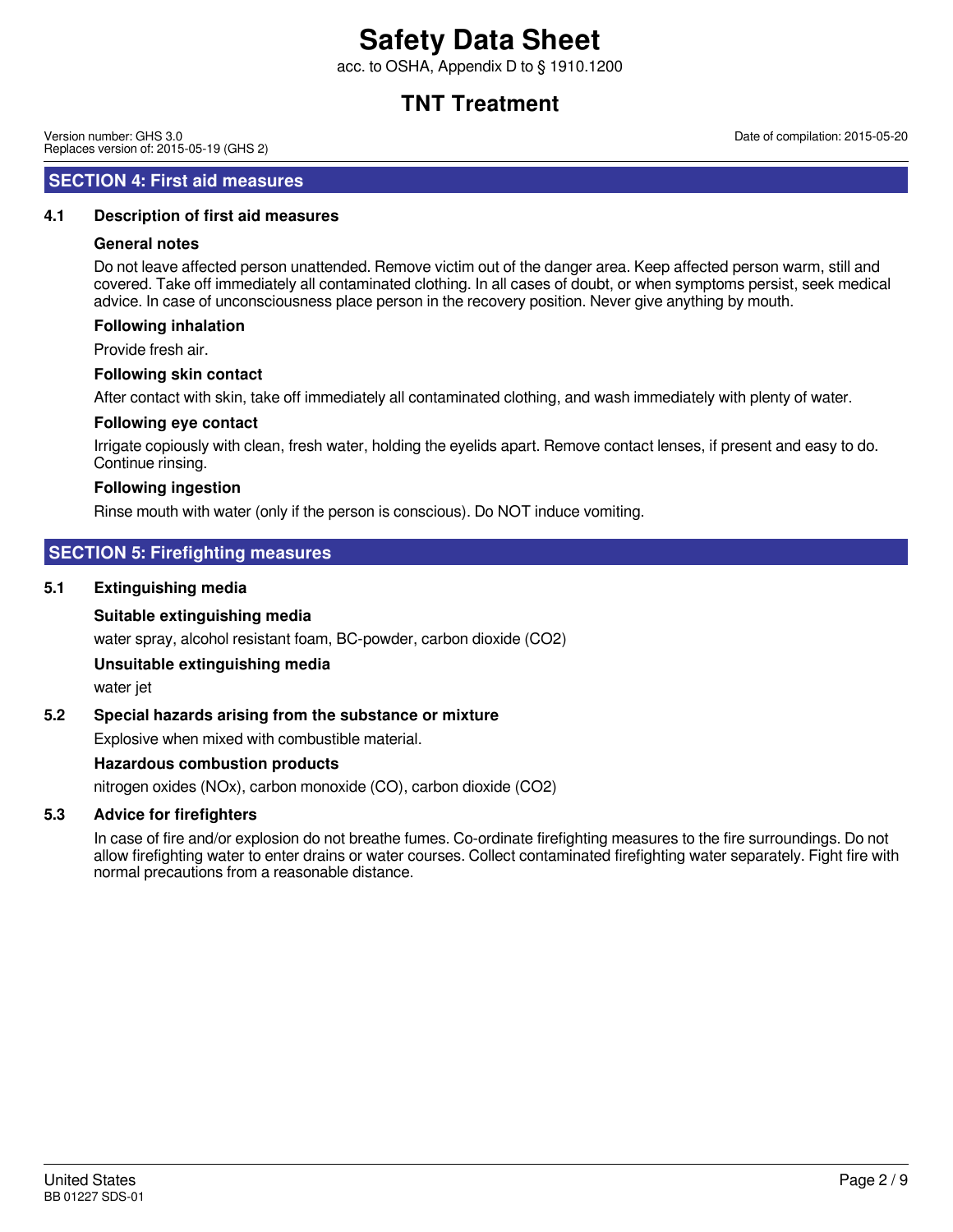## SECTION 4: First aid measures

### 4.1 Description of first aid measures

**General notes**

Do not leave affected person unattended. Remove victim out of the danger area. Keep affected person warm, still and covered. Take off immediately all contaminated clothing. In all cases of doubt, or when symptoms persist, seek medical advice. In case of unconsciousness place person in the recovery position. Never give anything by mouth.

**Following inhalation**

Provide fresh air.

**Following skin contact**

After contact with skin, take off immediately all contaminated clothing, and wash immediately with plenty of water.

**Following eye contact**

Irrigate copiously with clean, fresh water, holding the eyelids apart. Remove contact lenses, if present and easy to do. Continue rinsing.

**Following ingestion**

Rinse mouth with water (only if the person is conscious). Do NOT induce vomiting.

## SECTION 5: Firefighting measures

### 5.1 Extinguishing media

**Suitable extinguishing media**

water spray, alcohol resistant foam, BC-powder, carbon dioxide ($CO_2$)

**Unsuitable extinguishing media**

water jet

### 5.2 Special hazards arising from the substance or mixture

Explosive when mixed with combustible material.

**Hazardous combustion products**

nitrogen oxides ($NO_x$), carbon monoxide (CO), carbon dioxide ($CO_2$)

### 5.3 Advice for firefighters

In case of fire and/or explosion do not breathe fumes. Co-ordinate firefighting measures to the fire surroundings. Do not allow firefighting water to enter drains or water courses. Collect contaminated firefighting water separately. Fight fire with normal precautions from a reasonable distance.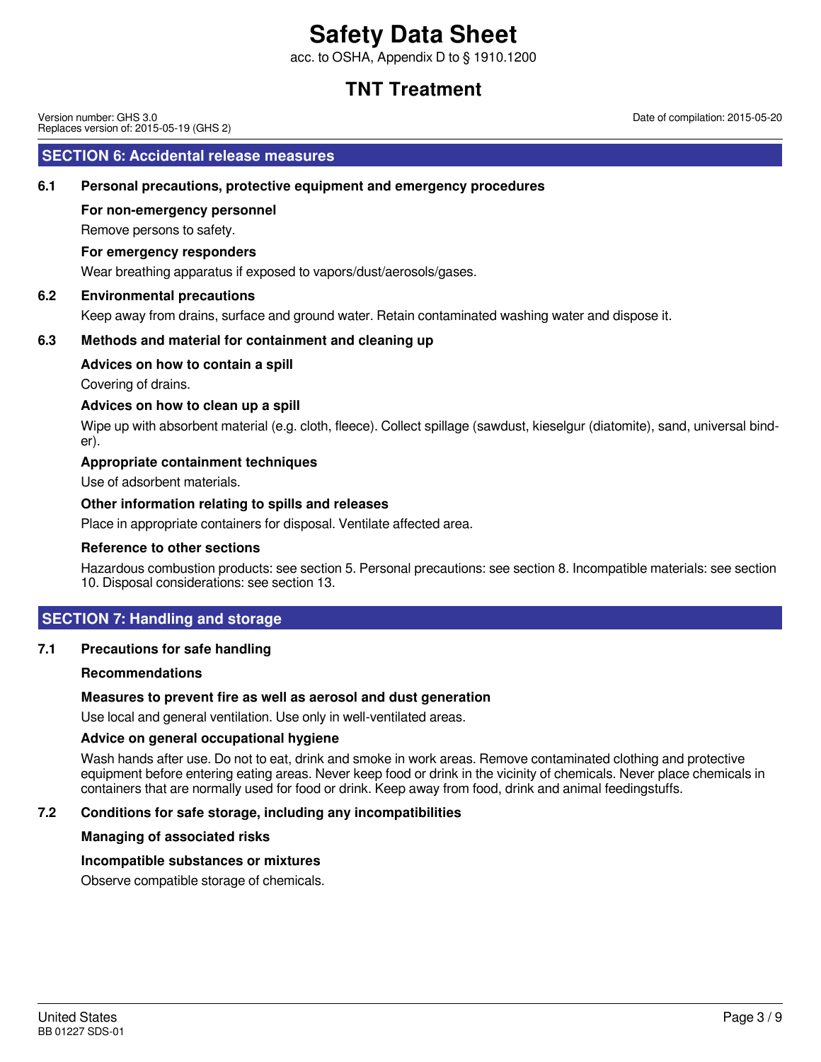## SECTION 6: Accidental release measures

### 6.1 Personal precautions, protective equipment and emergency procedures

**For non-emergency personnel**

Remove persons to safety.

**For emergency responders**

Wear breathing apparatus if exposed to vapors/dust/aerosols/gases.

### 6.2 Environmental precautions

Keep away from drains, surface and ground water. Retain contaminated washing water and dispose it.

### 6.3 Methods and material for containment and cleaning up

**Advices on how to contain a spill**

Covering of drains.

**Advices on how to clean up a spill**

Wipe up with absorbent material (e.g. cloth, fleece). Collect spillage (sawdust, kieselgur (diatomite), sand, universal binder).

**Appropriate containment techniques**

Use of adsorbent materials.

**Other information relating to spills and releases**

Place in appropriate containers for disposal. Ventilate affected area.

**Reference to other sections**

Hazardous combustion products: see section 5. Personal precautions: see section 8. Incompatible materials: see section 10. Disposal considerations: see section 13.

## SECTION 7: Handling and storage

### 7.1 Precautions for safe handling

**Recommendations**

**Measures to prevent fire as well as aerosol and dust generation**

Use local and general ventilation. Use only in well-ventilated areas.

**Advice on general occupational hygiene**

Wash hands after use. Do not to eat, drink and smoke in work areas. Remove contaminated clothing and protective equipment before entering eating areas. Never keep food or drink in the vicinity of chemicals. Never place chemicals in containers that are normally used for food or drink. Keep away from food, drink and animal feedingstuffs.

### 7.2 Conditions for safe storage, including any incompatibilities

**Managing of associated risks**

**Incompatible substances or mixtures**

Observe compatible storage of chemicals.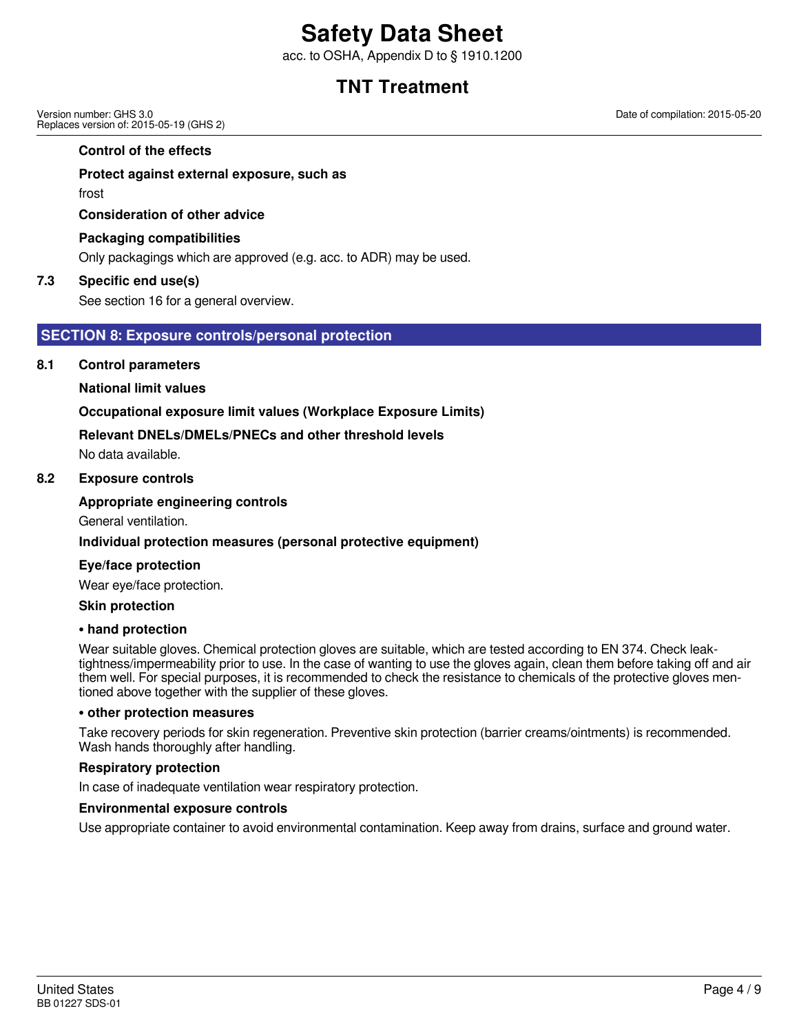**Control of the effects**

**Protect against external exposure, such as**

frost

**Consideration of other advice**

**Packaging compatibilities**

Only packagings which are approved (e.g. acc. to ADR) may be used.

### 7.3 Specific end use(s)

See section 16 for a general overview.

## SECTION 8: Exposure controls/personal protection

### 8.1 Control parameters

**National limit values**

**Occupational exposure limit values (Workplace Exposure Limits)**

**Relevant DNELs/DMELs/PNECs and other threshold levels**

No data available.

### 8.2 Exposure controls

**Appropriate engineering controls**

General ventilation.

**Individual protection measures (personal protective equipment)**

**Eye/face protection**

Wear eye/face protection.

**Skin protection**

**• hand protection**

Wear suitable gloves. Chemical protection gloves are suitable, which are tested according to EN 374. Check leak-tightness/impermeability prior to use. In the case of wanting to use the gloves again, clean them before taking off and air them well. For special purposes, it is recommended to check the resistance to chemicals of the protective gloves mentioned above together with the supplier of these gloves.

**• other protection measures**

Take recovery periods for skin regeneration. Preventive skin protection (barrier creams/ointments) is recommended. Wash hands thoroughly after handling.

**Respiratory protection**

In case of inadequate ventilation wear respiratory protection.

**Environmental exposure controls**

Use appropriate container to avoid environmental contamination. Keep away from drains, surface and ground water.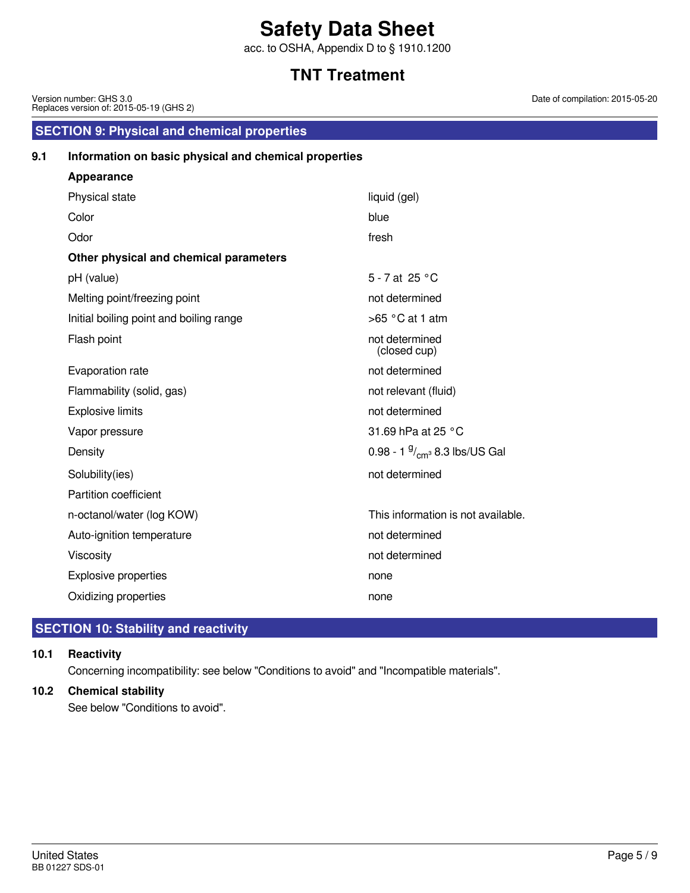## SECTION 9: Physical and chemical properties

### 9.1 Information on basic physical and chemical properties

**Appearance**

| | |
|---|---|
| Physical state | liquid (gel) |
| Color | blue |
| Odor | fresh |

**Other physical and chemical parameters**

| | |
|---|---|
| pH (value) | 5 - 7 at 25 °C |
| Melting point/freezing point | not determined |
| Initial boiling point and boiling range | >65 °C at 1 atm |
| Flash point | not determined (closed cup) |
| Evaporation rate | not determined |
| Flammability (solid, gas) | not relevant (fluid) |
| Explosive limits | not determined |
| Vapor pressure | 31.69 hPa at 25 °C |
| Density | 0.98 - 1 $^{g}/_{cm^3}$ 8.3 lbs/US Gal |
| Solubility(ies) | not determined |
| Partition coefficient | |
| n-octanol/water (log KOW) | This information is not available. |
| Auto-ignition temperature | not determined |
| Viscosity | not determined |
| Explosive properties | none |
| Oxidizing properties | none |

## SECTION 10: Stability and reactivity

### 10.1 Reactivity

Concerning incompatibility: see below "Conditions to avoid" and "Incompatible materials".

### 10.2 Chemical stability

See below "Conditions to avoid".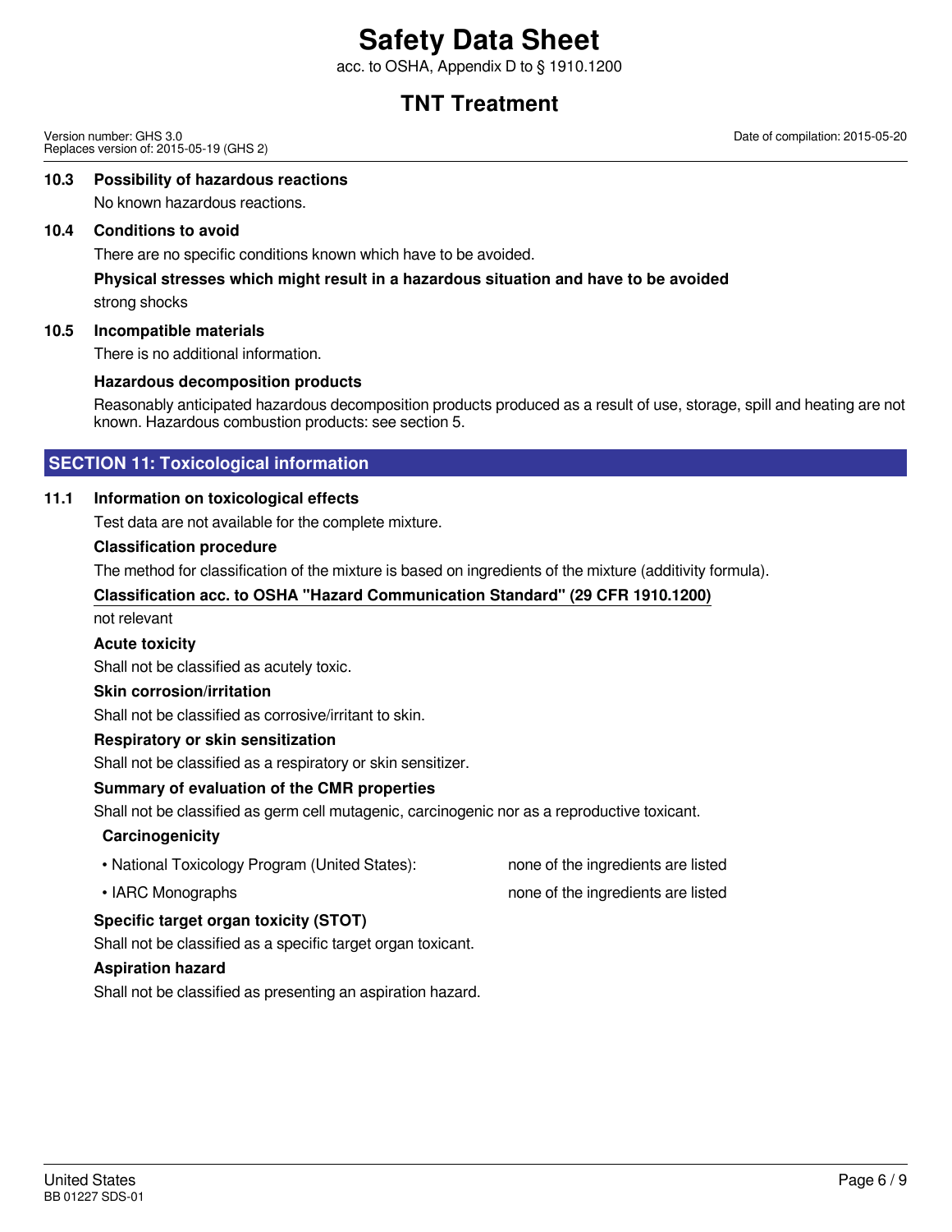### 10.3 Possibility of hazardous reactions

No known hazardous reactions.

### 10.4 Conditions to avoid

There are no specific conditions known which have to be avoided.

**Physical stresses which might result in a hazardous situation and have to be avoided**

strong shocks

### 10.5 Incompatible materials

There is no additional information.

**Hazardous decomposition products**

Reasonably anticipated hazardous decomposition products produced as a result of use, storage, spill and heating are not known. Hazardous combustion products: see section 5.

## SECTION 11: Toxicological information

### 11.1 Information on toxicological effects

Test data are not available for the complete mixture.

**Classification procedure**

The method for classification of the mixture is based on ingredients of the mixture (additivity formula).

**Classification acc. to OSHA "Hazard Communication Standard" (29 CFR 1910.1200)**

not relevant

**Acute toxicity**

Shall not be classified as acutely toxic.

**Skin corrosion/irritation**

Shall not be classified as corrosive/irritant to skin.

**Respiratory or skin sensitization**

Shall not be classified as a respiratory or skin sensitizer.

**Summary of evaluation of the CMR properties**

Shall not be classified as germ cell mutagenic, carcinogenic nor as a reproductive toxicant.

**Carcinogenicity**

- National Toxicology Program (United States): none of the ingredients are listed
- IARC Monographs: none of the ingredients are listed

**Specific target organ toxicity (STOT)**

Shall not be classified as a specific target organ toxicant.

**Aspiration hazard**

Shall not be classified as presenting an aspiration hazard.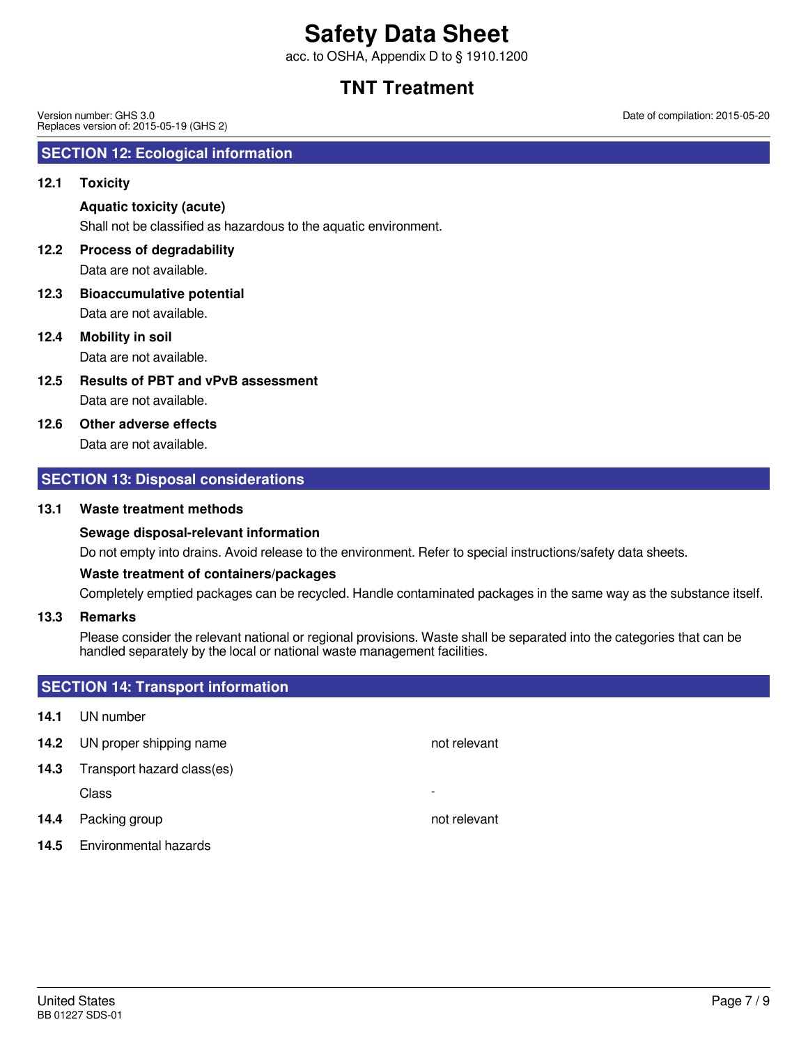## SECTION 12: Ecological information

**12.1 Toxicity**

**Aquatic toxicity (acute)**

Shall not be classified as hazardous to the aquatic environment.

**12.2 Process of degradability**

Data are not available.

**12.3 Bioaccumulative potential**

Data are not available.

**12.4 Mobility in soil**

Data are not available.

**12.5 Results of PBT and vPvB assessment**

Data are not available.

**12.6 Other adverse effects**

Data are not available.

## SECTION 13: Disposal considerations

**13.1 Waste treatment methods**

**Sewage disposal-relevant information**

Do not empty into drains. Avoid release to the environment. Refer to special instructions/safety data sheets.

**Waste treatment of containers/packages**

Completely emptied packages can be recycled. Handle contaminated packages in the same way as the substance itself.

**13.3 Remarks**

Please consider the relevant national or regional provisions. Waste shall be separated into the categories that can be handled separately by the local or national waste management facilities.

## SECTION 14: Transport information

| | | |
|---|---|---|
| **14.1** | UN number | |
| **14.2** | UN proper shipping name | not relevant |
| **14.3** | Transport hazard class(es) | |
| | Class | - |
| **14.4** | Packing group | not relevant |
| **14.5** | Environmental hazards | |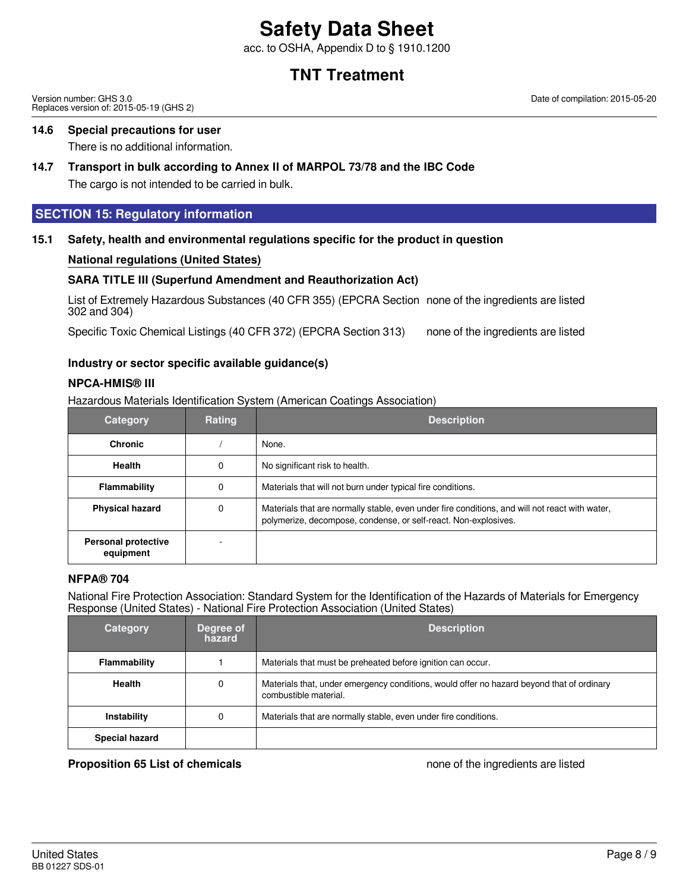### 14.6 Special precautions for user

There is no additional information.

### 14.7 Transport in bulk according to Annex II of MARPOL 73/78 and the IBC Code

The cargo is not intended to be carried in bulk.

## SECTION 15: Regulatory information

### 15.1 Safety, health and environmental regulations specific for the product in question

**National regulations (United States)**

**SARA TITLE III (Superfund Amendment and Reauthorization Act)**

List of Extremely Hazardous Substances (40 CFR 355) (EPCRA Section 302 and 304) — none of the ingredients are listed

Specific Toxic Chemical Listings (40 CFR 372) (EPCRA Section 313) — none of the ingredients are listed

**Industry or sector specific available guidance(s)**

**NPCA-HMIS® III**

Hazardous Materials Identification System (American Coatings Association)

| Category | Rating | Description |
|---|---|---|
| Chronic | / | None. |
| Health | 0 | No significant risk to health. |
| Flammability | 0 | Materials that will not burn under typical fire conditions. |
| Physical hazard | 0 | Materials that are normally stable, even under fire conditions, and will not react with water, polymerize, decompose, condense, or self-react. Non-explosives. |
| Personal protective equipment | - | |

**NFPA® 704**

National Fire Protection Association: Standard System for the Identification of the Hazards of Materials for Emergency Response (United States) - National Fire Protection Association (United States)

| Category | Degree of hazard | Description |
|---|---|---|
| Flammability | 1 | Materials that must be preheated before ignition can occur. |
| Health | 0 | Materials that, under emergency conditions, would offer no hazard beyond that of ordinary combustible material. |
| Instability | 0 | Materials that are normally stable, even under fire conditions. |
| Special hazard | | |

**Proposition 65 List of chemicals** — none of the ingredients are listed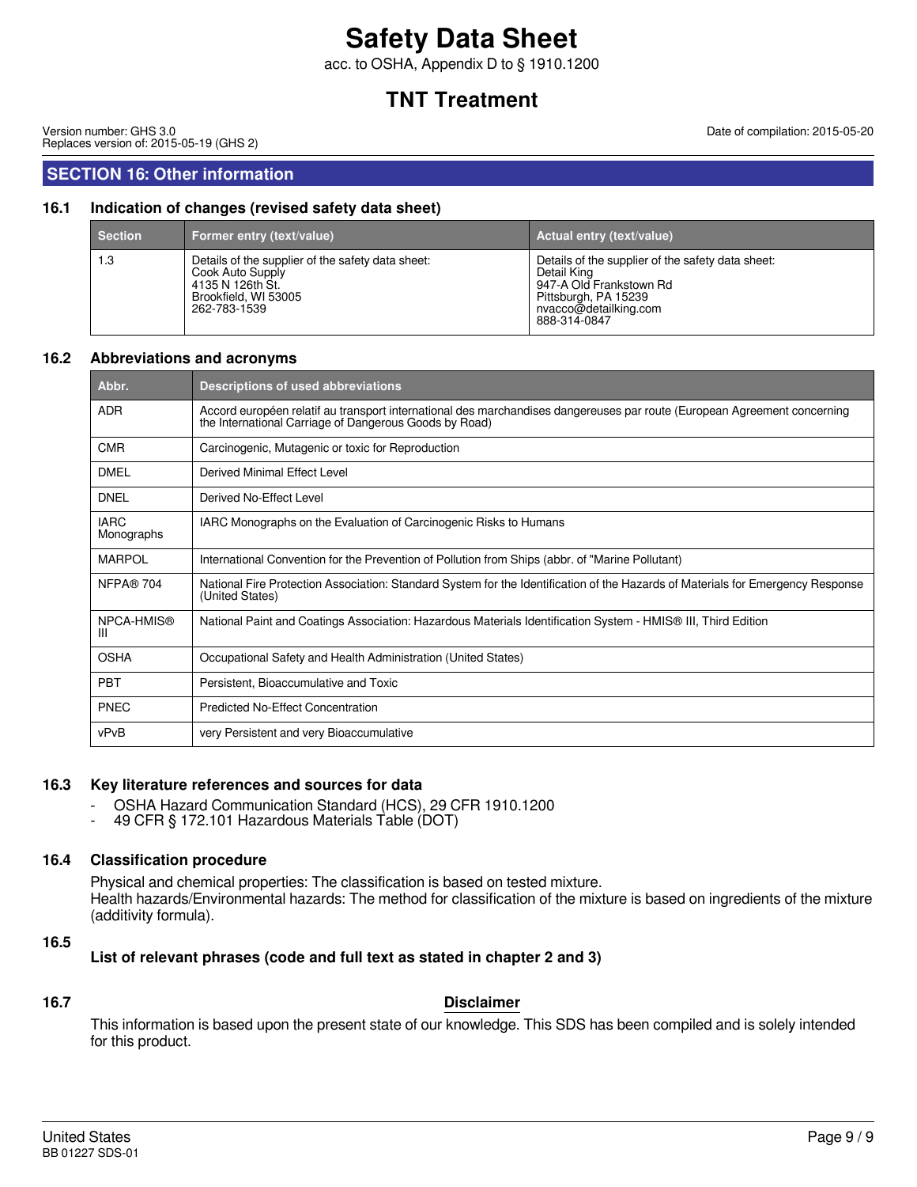## SECTION 16: Other information

### 16.1 Indication of changes (revised safety data sheet)

| Section | Former entry (text/value) | Actual entry (text/value) |
|---|---|---|
| 1.3 | Details of the supplier of the safety data sheet: Cook Auto Supply 4135 N 126th St. Brookfield, WI 53005 262-783-1539 | Details of the supplier of the safety data sheet: Detail King 947-A Old Frankstown Rd Pittsburgh, PA 15239 nvacco@detailking.com 888-314-0847 |

### 16.2 Abbreviations and acronyms

| Abbr. | Descriptions of used abbreviations |
|---|---|
| ADR | Accord européen relatif au transport international des marchandises dangereuses par route (European Agreement concerning the International Carriage of Dangerous Goods by Road) |
| CMR | Carcinogenic, Mutagenic or toxic for Reproduction |
| DMEL | Derived Minimal Effect Level |
| DNEL | Derived No-Effect Level |
| IARC Monographs | IARC Monographs on the Evaluation of Carcinogenic Risks to Humans |
| MARPOL | International Convention for the Prevention of Pollution from Ships (abbr. of "Marine Pollutant) |
| NFPA® 704 | National Fire Protection Association: Standard System for the Identification of the Hazards of Materials for Emergency Response (United States) |
| NPCA-HMIS® III | National Paint and Coatings Association: Hazardous Materials Identification System - HMIS® III, Third Edition |
| OSHA | Occupational Safety and Health Administration (United States) |
| PBT | Persistent, Bioaccumulative and Toxic |
| PNEC | Predicted No-Effect Concentration |
| vPvB | very Persistent and very Bioaccumulative |

### 16.3 Key literature references and sources for data

- OSHA Hazard Communication Standard (HCS), 29 CFR 1910.1200
- 49 CFR § 172.101 Hazardous Materials Table (DOT)

### 16.4 Classification procedure

Physical and chemical properties: The classification is based on tested mixture.
Health hazards/Environmental hazards: The method for classification of the mixture is based on ingredients of the mixture (additivity formula).

### 16.5 List of relevant phrases (code and full text as stated in chapter 2 and 3)

### 16.7 Disclaimer

This information is based upon the present state of our knowledge. This SDS has been compiled and is solely intended for this product.